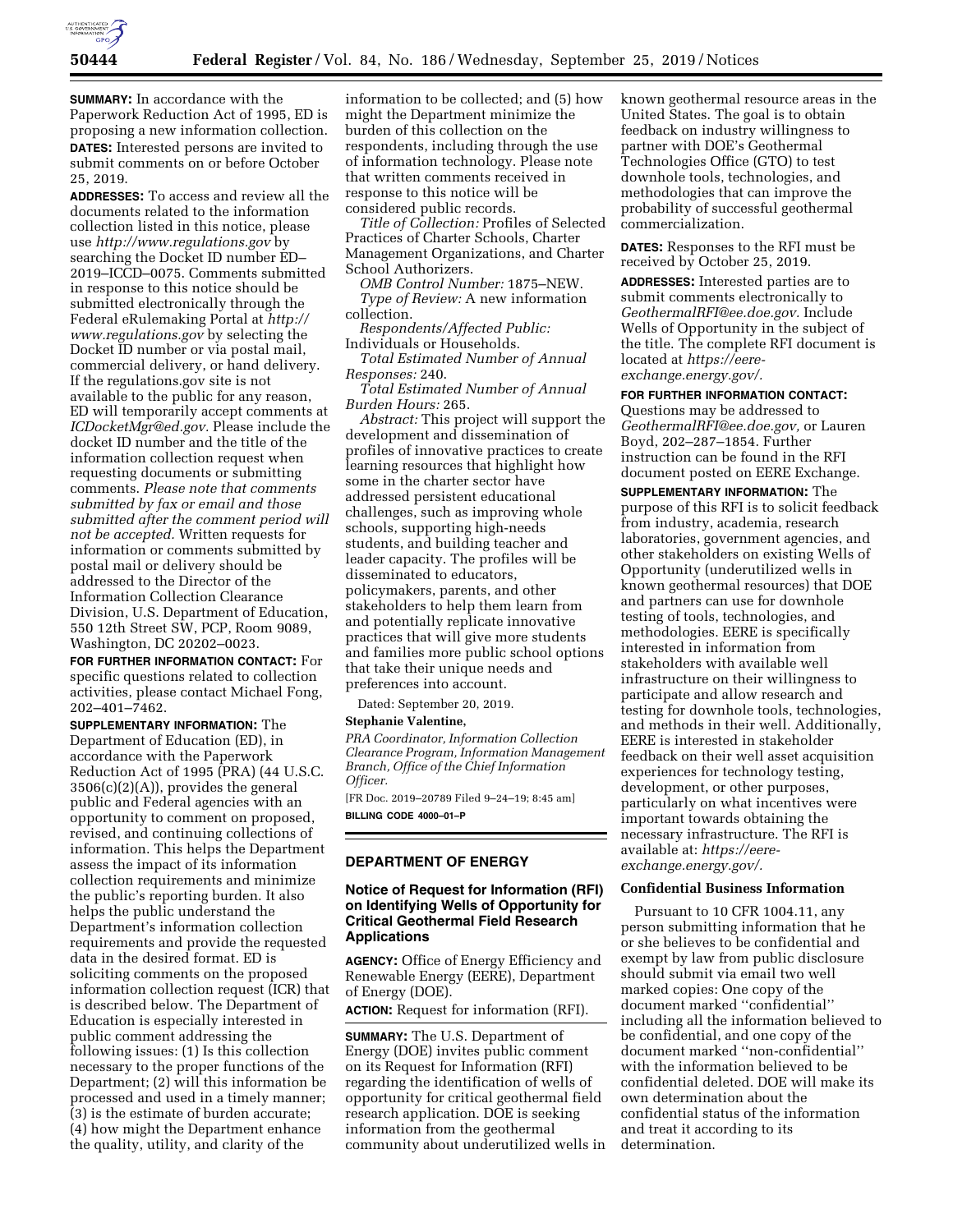**SUMMARY:** In accordance with the Paperwork Reduction Act of 1995, ED is proposing a new information collection.

**DATES:** Interested persons are invited to submit comments on or before October 25, 2019.

**ADDRESSES:** To access and review all the documents related to the information collection listed in this notice, please use *http://www.regulations.gov* by searching the Docket ID number ED–2019–ICCD–0075. Comments submitted in response to this notice should be submitted electronically through the Federal eRulemaking Portal at *http://www.regulations.gov* by selecting the Docket ID number or via postal mail, commercial delivery, or hand delivery. If the regulations.gov site is not available to the public for any reason, ED will temporarily accept comments at *ICDocketMgr@ed.gov.* Please include the docket ID number and the title of the information collection request when requesting documents or submitting comments. *Please note that comments submitted by fax or email and those submitted after the comment period will not be accepted.* Written requests for information or comments submitted by postal mail or delivery should be addressed to the Director of the Information Collection Clearance Division, U.S. Department of Education, 550 12th Street SW, PCP, Room 9089, Washington, DC 20202–0023.

**FOR FURTHER INFORMATION CONTACT:** For specific questions related to collection activities, please contact Michael Fong, 202–401–7462.

**SUPPLEMENTARY INFORMATION:** The Department of Education (ED), in accordance with the Paperwork Reduction Act of 1995 (PRA) (44 U.S.C. 3506(c)(2)(A)), provides the general public and Federal agencies with an opportunity to comment on proposed, revised, and continuing collections of information. This helps the Department assess the impact of its information collection requirements and minimize the public's reporting burden. It also helps the public understand the Department's information collection requirements and provide the requested data in the desired format. ED is soliciting comments on the proposed information collection request (ICR) that is described below. The Department of Education is especially interested in public comment addressing the following issues: (1) Is this collection necessary to the proper functions of the Department; (2) will this information be processed and used in a timely manner; (3) is the estimate of burden accurate; (4) how might the Department enhance the quality, utility, and clarity of the information to be collected; and (5) how might the Department minimize the burden of this collection on the respondents, including through the use of information technology. Please note that written comments received in response to this notice will be considered public records.

*Title of Collection:* Profiles of Selected Practices of Charter Schools, Charter Management Organizations, and Charter School Authorizers.

*OMB Control Number:* 1875–NEW.

*Type of Review:* A new information collection.

*Respondents/Affected Public:* Individuals or Households.

*Total Estimated Number of Annual Responses:* 240.

*Total Estimated Number of Annual Burden Hours:* 265.

*Abstract:* This project will support the development and dissemination of profiles of innovative practices to create learning resources that highlight how some in the charter sector have addressed persistent educational challenges, such as improving whole schools, supporting high-needs students, and building teacher and leader capacity. The profiles will be disseminated to educators, policymakers, parents, and other stakeholders to help them learn from and potentially replicate innovative practices that will give more students and families more public school options that take their unique needs and preferences into account.

Dated: September 20, 2019.

**Stephanie Valentine,**

*PRA Coordinator, Information Collection Clearance Program, Information Management Branch, Office of the Chief Information Officer.*

[FR Doc. 2019–20789 Filed 9–24–19; 8:45 am]

**BILLING CODE 4000–01–P**

## DEPARTMENT OF ENERGY

### Notice of Request for Information (RFI) on Identifying Wells of Opportunity for Critical Geothermal Field Research Applications

**AGENCY:** Office of Energy Efficiency and Renewable Energy (EERE), Department of Energy (DOE).

**ACTION:** Request for information (RFI).

**SUMMARY:** The U.S. Department of Energy (DOE) invites public comment on its Request for Information (RFI) regarding the identification of wells of opportunity for critical geothermal field research application. DOE is seeking information from the geothermal community about underutilized wells in known geothermal resource areas in the United States. The goal is to obtain feedback on industry willingness to partner with DOE's Geothermal Technologies Office (GTO) to test downhole tools, technologies, and methodologies that can improve the probability of successful geothermal commercialization.

**DATES:** Responses to the RFI must be received by October 25, 2019.

**ADDRESSES:** Interested parties are to submit comments electronically to *GeothermalRFI@ee.doe.gov.* Include Wells of Opportunity in the subject of the title. The complete RFI document is located at *https://eere-exchange.energy.gov/.*

**FOR FURTHER INFORMATION CONTACT:** Questions may be addressed to *GeothermalRFI@ee.doe.gov,* or Lauren Boyd, 202–287–1854. Further instruction can be found in the RFI document posted on EERE Exchange.

**SUPPLEMENTARY INFORMATION:** The purpose of this RFI is to solicit feedback from industry, academia, research laboratories, government agencies, and other stakeholders on existing Wells of Opportunity (underutilized wells in known geothermal resources) that DOE and partners can use for downhole testing of tools, technologies, and methodologies. EERE is specifically interested in information from stakeholders with available well infrastructure on their willingness to participate and allow research and testing for downhole tools, technologies, and methods in their well. Additionally, EERE is interested in stakeholder feedback on their well asset acquisition experiences for technology testing, development, or other purposes, particularly on what incentives were important towards obtaining the necessary infrastructure. The RFI is available at: *https://eere-exchange.energy.gov/.*

#### Confidential Business Information

Pursuant to 10 CFR 1004.11, any person submitting information that he or she believes to be confidential and exempt by law from public disclosure should submit via email two well marked copies: One copy of the document marked ''confidential'' including all the information believed to be confidential, and one copy of the document marked ''non-confidential'' with the information believed to be confidential deleted. DOE will make its own determination about the confidential status of the information and treat it according to its determination.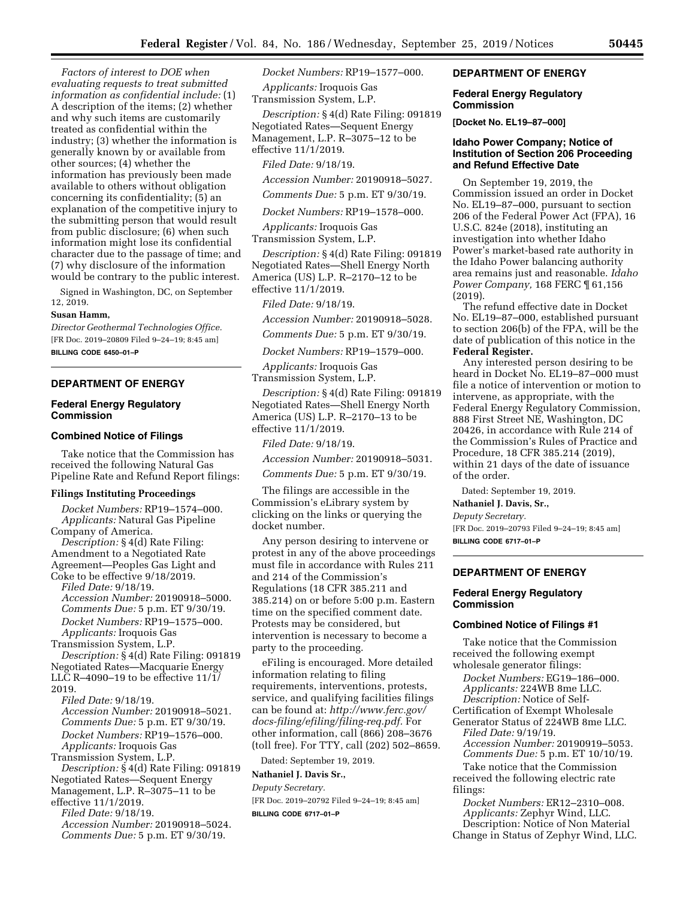*Factors of interest to DOE when evaluating requests to treat submitted information as confidential include:* (1) A description of the items; (2) whether and why such items are customarily treated as confidential within the industry; (3) whether the information is generally known by or available from other sources; (4) whether the information has previously been made available to others without obligation concerning its confidentiality; (5) an explanation of the competitive injury to the submitting person that would result from public disclosure; (6) when such information might lose its confidential character due to the passage of time; and (7) why disclosure of the information would be contrary to the public interest.

Signed in Washington, DC, on September 12, 2019.

**Susan Hamm,**

*Director Geothermal Technologies Office.*

[FR Doc. 2019–20809 Filed 9–24–19; 8:45 am]

**BILLING CODE 6450–01–P**

## DEPARTMENT OF ENERGY

### Federal Energy Regulatory Commission

### Combined Notice of Filings

Take notice that the Commission has received the following Natural Gas Pipeline Rate and Refund Report filings:

**Filings Instituting Proceedings**

*Docket Numbers:* RP19–1574–000.
*Applicants:* Natural Gas Pipeline Company of America.
*Description:* § 4(d) Rate Filing: Amendment to a Negotiated Rate Agreement—Peoples Gas Light and Coke to be effective 9/18/2019.
*Filed Date:* 9/18/19.
*Accession Number:* 20190918–5000.
*Comments Due:* 5 p.m. ET 9/30/19.

*Docket Numbers:* RP19–1575–000.
*Applicants:* Iroquois Gas Transmission System, L.P.
*Description:* § 4(d) Rate Filing: 091819 Negotiated Rates—Macquarie Energy LLC R–4090–19 to be effective 11/1/2019.
*Filed Date:* 9/18/19.
*Accession Number:* 20190918–5021.
*Comments Due:* 5 p.m. ET 9/30/19.

*Docket Numbers:* RP19–1576–000.
*Applicants:* Iroquois Gas Transmission System, L.P.
*Description:* § 4(d) Rate Filing: 091819 Negotiated Rates—Sequent Energy Management, L.P. R–3075–11 to be effective 11/1/2019.
*Filed Date:* 9/18/19.
*Accession Number:* 20190918–5024.
*Comments Due:* 5 p.m. ET 9/30/19.

*Docket Numbers:* RP19–1577–000.
*Applicants:* Iroquois Gas Transmission System, L.P.
*Description:* § 4(d) Rate Filing: 091819 Negotiated Rates—Sequent Energy Management, L.P. R–3075–12 to be effective 11/1/2019.
*Filed Date:* 9/18/19.
*Accession Number:* 20190918–5027.
*Comments Due:* 5 p.m. ET 9/30/19.

*Docket Numbers:* RP19–1578–000.
*Applicants:* Iroquois Gas Transmission System, L.P.
*Description:* § 4(d) Rate Filing: 091819 Negotiated Rates—Shell Energy North America (US) L.P. R–2170–12 to be effective 11/1/2019.
*Filed Date:* 9/18/19.
*Accession Number:* 20190918–5028.
*Comments Due:* 5 p.m. ET 9/30/19.

*Docket Numbers:* RP19–1579–000.
*Applicants:* Iroquois Gas Transmission System, L.P.
*Description:* § 4(d) Rate Filing: 091819 Negotiated Rates—Shell Energy North America (US) L.P. R–2170–13 to be effective 11/1/2019.
*Filed Date:* 9/18/19.
*Accession Number:* 20190918–5031.
*Comments Due:* 5 p.m. ET 9/30/19.

The filings are accessible in the Commission's eLibrary system by clicking on the links or querying the docket number.

Any person desiring to intervene or protest in any of the above proceedings must file in accordance with Rules 211 and 214 of the Commission's Regulations (18 CFR 385.211 and 385.214) on or before 5:00 p.m. Eastern time on the specified comment date. Protests may be considered, but intervention is necessary to become a party to the proceeding.

eFiling is encouraged. More detailed information relating to filing requirements, interventions, protests, service, and qualifying facilities filings can be found at: *http://www.ferc.gov/docs-filing/efiling/filing-req.pdf.* For other information, call (866) 208–3676 (toll free). For TTY, call (202) 502–8659.

Dated: September 19, 2019.

**Nathaniel J. Davis Sr.,**

*Deputy Secretary.*

[FR Doc. 2019–20792 Filed 9–24–19; 8:45 am]

**BILLING CODE 6717–01–P**

## DEPARTMENT OF ENERGY

### Federal Energy Regulatory Commission

**[Docket No. EL19–87–000]**

### Idaho Power Company; Notice of Institution of Section 206 Proceeding and Refund Effective Date

On September 19, 2019, the Commission issued an order in Docket No. EL19–87–000, pursuant to section 206 of the Federal Power Act (FPA), 16 U.S.C. 824e (2018), instituting an investigation into whether Idaho Power's market-based rate authority in the Idaho Power balancing authority area remains just and reasonable. *Idaho Power Company,* 168 FERC ¶ 61,156 (2019).

The refund effective date in Docket No. EL19–87–000, established pursuant to section 206(b) of the FPA, will be the date of publication of this notice in the **Federal Register.**

Any interested person desiring to be heard in Docket No. EL19–87–000 must file a notice of intervention or motion to intervene, as appropriate, with the Federal Energy Regulatory Commission, 888 First Street NE, Washington, DC 20426, in accordance with Rule 214 of the Commission's Rules of Practice and Procedure, 18 CFR 385.214 (2019), within 21 days of the date of issuance of the order.

Dated: September 19, 2019.

**Nathaniel J. Davis, Sr.,**

*Deputy Secretary.*

[FR Doc. 2019–20793 Filed 9–24–19; 8:45 am]

**BILLING CODE 6717–01–P**

## DEPARTMENT OF ENERGY

### Federal Energy Regulatory Commission

### Combined Notice of Filings #1

Take notice that the Commission received the following exempt wholesale generator filings:

*Docket Numbers:* EG19–186–000.
*Applicants:* 224WB 8me LLC.
*Description:* Notice of Self-Certification of Exempt Wholesale Generator Status of 224WB 8me LLC.
*Filed Date:* 9/19/19.
*Accession Number:* 20190919–5053.
*Comments Due:* 5 p.m. ET 10/10/19.

Take notice that the Commission received the following electric rate filings:

*Docket Numbers:* ER12–2310–008.
*Applicants:* Zephyr Wind, LLC.
Description: Notice of Non Material Change in Status of Zephyr Wind, LLC.